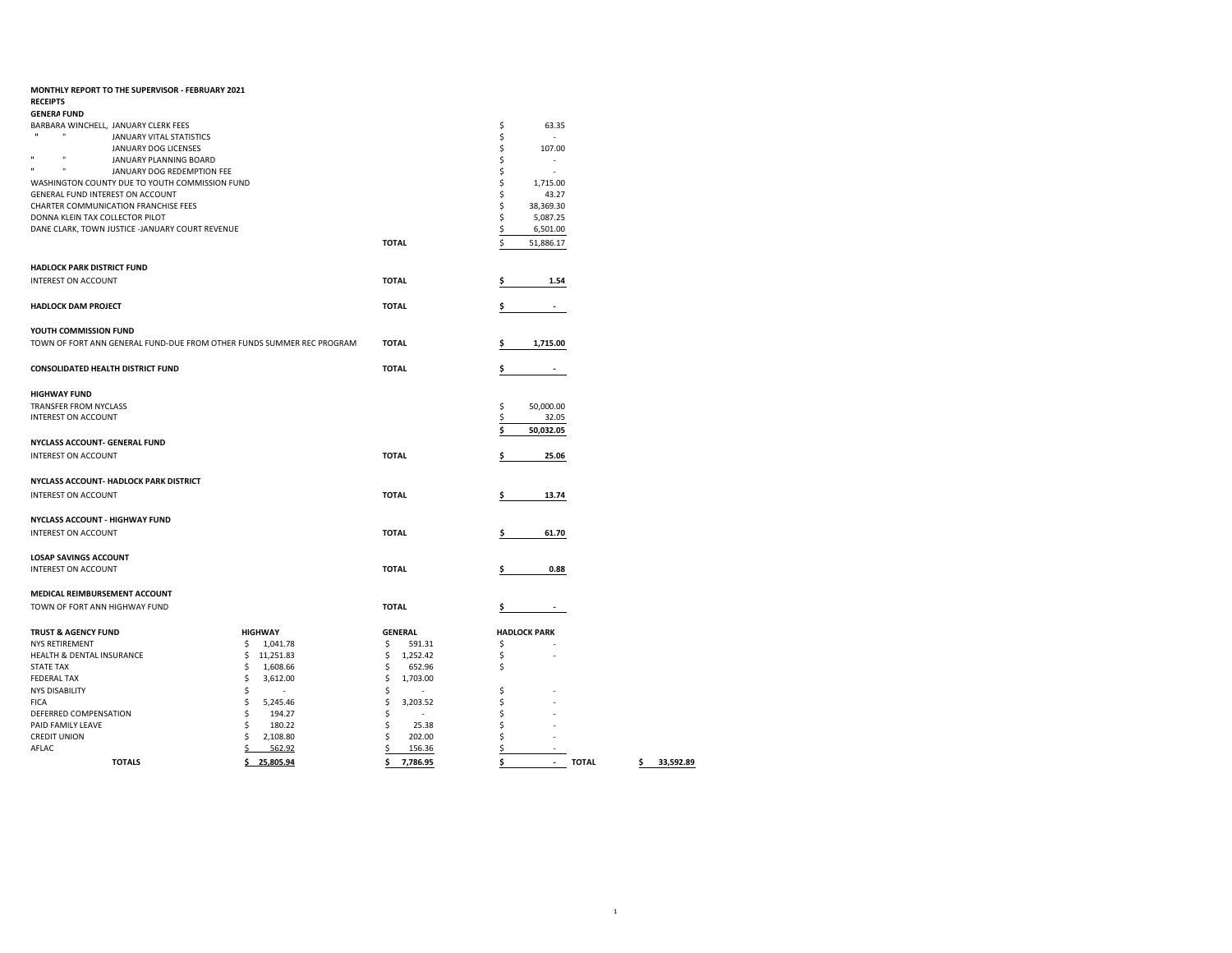**MONTHLY REPORT TO THE SUPERVISOR - FEBRUARY 2021**

**RECEIPTS**

**GENERA FUND**

| | | |
|---|---|---|
| BARBARA WINCHELL, JANUARY CLERK FEES | | $ 63.35 |
| " " JANUARY VITAL STATISTICS | | $ - |
| JANUARY DOG LICENSES | | $ 107.00 |
| " " JANUARY PLANNING BOARD | | $ - |
| " " JANUARY DOG REDEMPTION FEE | | $ - |
| WASHINGTON COUNTY DUE TO YOUTH COMMISSION FUND | | $ 1,715.00 |
| GENERAL FUND INTEREST ON ACCOUNT | | $ 43.27 |
| CHARTER COMMUNICATION FRANCHISE FEES | | $ 38,369.30 |
| DONNA KLEIN TAX COLLECTOR PILOT | | $ 5,087.25 |
| DANE CLARK, TOWN JUSTICE -JANUARY COURT REVENUE | | $ 6,501.00 |
| | **TOTAL** | $ 51,886.17 |

**HADLOCK PARK DISTRICT FUND**

| | | |
|---|---|---|
| INTEREST ON ACCOUNT | **TOTAL** | **$ 1.54** |

| | | |
|---|---|---|
| **HADLOCK DAM PROJECT** | **TOTAL** | **$ -** |

**YOUTH COMMISSION FUND**

| | | |
|---|---|---|
| TOWN OF FORT ANN GENERAL FUND-DUE FROM OTHER FUNDS SUMMER REC PROGRAM | **TOTAL** | **$ 1,715.00** |

| | | |
|---|---|---|
| **CONSOLIDATED HEALTH DISTRICT FUND** | **TOTAL** | **$ -** |

**HIGHWAY FUND**

| | |
|---|---|
| TRANSFER FROM NYCLASS | $ 50,000.00 |
| INTEREST ON ACCOUNT | $ 32.05 |
| | **$ 50,032.05** |

**NYCLASS ACCOUNT- GENERAL FUND**

| | | |
|---|---|---|
| INTEREST ON ACCOUNT | **TOTAL** | **$ 25.06** |

**NYCLASS ACCOUNT- HADLOCK PARK DISTRICT**

| | | |
|---|---|---|
| INTEREST ON ACCOUNT | **TOTAL** | **$ 13.74** |

**NYCLASS ACCOUNT - HIGHWAY FUND**

| | | |
|---|---|---|
| INTEREST ON ACCOUNT | **TOTAL** | **$ 61.70** |

**LOSAP SAVINGS ACCOUNT**

| | | |
|---|---|---|
| INTEREST ON ACCOUNT | **TOTAL** | **$ 0.88** |

**MEDICAL REIMBURSEMENT ACCOUNT**

| | | |
|---|---|---|
| TOWN OF FORT ANN HIGHWAY FUND | **TOTAL** | **$ -** |

| **TRUST & AGENCY FUND** | **HIGHWAY** | **GENERAL** | **HADLOCK PARK** | | |
|---|---|---|---|---|---|
| NYS RETIREMENT | $ 1,041.78 | $ 591.31 | $ - | | |
| HEALTH & DENTAL INSURANCE | $ 11,251.83 | $ 1,252.42 | $ - | | |
| STATE TAX | $ 1,608.66 | $ 652.96 | $ | | |
| FEDERAL TAX | $ 3,612.00 | $ 1,703.00 | | | |
| NYS DISABILITY | $ - | $ - | $ - | | |
| FICA | $ 5,245.46 | $ 3,203.52 | $ - | | |
| DEFERRED COMPENSATION | $ 194.27 | $ - | $ - | | |
| PAID FAMILY LEAVE | $ 180.22 | $ 25.38 | $ - | | |
| CREDIT UNION | $ 2,108.80 | $ 202.00 | $ - | | |
| AFLAC | $ 562.92 | $ 156.36 | $ - | | |
| **TOTALS** | **$ 25,805.94** | **$ 7,786.95** | **$ -** | **TOTAL** | **$ 33,592.89** |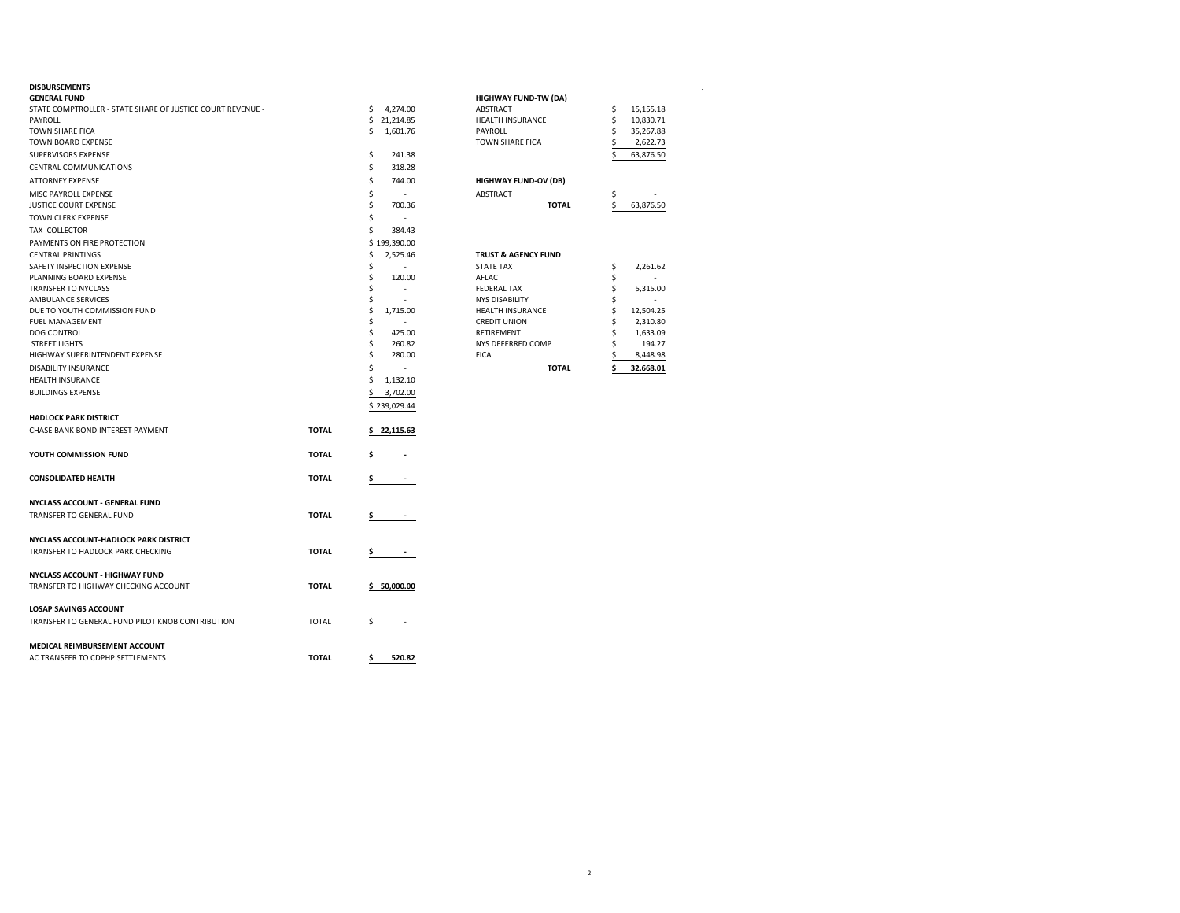# DISBURSEMENTS

## GENERAL FUND

| | | |
|---|---|---|
| STATE COMPTROLLER - STATE SHARE OF JUSTICE COURT REVENUE - | | $ 4,274.00 |
| PAYROLL | | $ 21,214.85 |
| TOWN SHARE FICA | | $ 1,601.76 |
| TOWN BOARD EXPENSE | | |
| SUPERVISORS EXPENSE | | $ 241.38 |
| CENTRAL COMMUNICATIONS | | $ 318.28 |
| ATTORNEY EXPENSE | | $ 744.00 |
| MISC PAYROLL EXPENSE | | $ - |
| JUSTICE COURT EXPENSE | | $ 700.36 |
| TOWN CLERK EXPENSE | | $ - |
| TAX COLLECTOR | | $ 384.43 |
| PAYMENTS ON FIRE PROTECTION | | $ 199,390.00 |
| CENTRAL PRINTINGS | | $ 2,525.46 |
| SAFETY INSPECTION EXPENSE | | $ - |
| PLANNING BOARD EXPENSE | | $ 120.00 |
| TRANSFER TO NYCLASS | | $ - |
| AMBULANCE SERVICES | | $ - |
| DUE TO YOUTH COMMISSION FUND | | $ 1,715.00 |
| FUEL MANAGEMENT | | $ - |
| DOG CONTROL | | $ 425.00 |
| STREET LIGHTS | | $ 260.82 |
| HIGHWAY SUPERINTENDENT EXPENSE | | $ 280.00 |
| DISABILITY INSURANCE | | $ - |
| HEALTH INSURANCE | | $ 1,132.10 |
| BUILDINGS EXPENSE | | $ 3,702.00 |
| | | $ 239,029.44 |

| | | |
|---|---|---|
| **HADLOCK PARK DISTRICT** | | |
| CHASE BANK BOND INTEREST PAYMENT | **TOTAL** | **$ 22,115.63** |
| **YOUTH COMMISSION FUND** | **TOTAL** | **$ -** |
| **CONSOLIDATED HEALTH** | **TOTAL** | **$ -** |
| **NYCLASS ACCOUNT - GENERAL FUND** | | |
| TRANSFER TO GENERAL FUND | **TOTAL** | **$ -** |
| **NYCLASS ACCOUNT-HADLOCK PARK DISTRICT** | | |
| TRANSFER TO HADLOCK PARK CHECKING | **TOTAL** | **$ -** |
| **NYCLASS ACCOUNT - HIGHWAY FUND** | | |
| TRANSFER TO HIGHWAY CHECKING ACCOUNT | **TOTAL** | **$ 50,000.00** |
| **LOSAP SAVINGS ACCOUNT** | | |
| TRANSFER TO GENERAL FUND PILOT KNOB CONTRIBUTION | TOTAL | $ - |
| **MEDICAL REIMBURSEMENT ACCOUNT** | | |
| AC TRANSFER TO CDPHP SETTLEMENTS | **TOTAL** | **$ 520.82** |

## HIGHWAY FUND-TW (DA)

| | |
|---|---|
| ABSTRACT | $ 15,155.18 |
| HEALTH INSURANCE | $ 10,830.71 |
| PAYROLL | $ 35,267.88 |
| TOWN SHARE FICA | $ 2,622.73 |
| | $ 63,876.50 |

## HIGHWAY FUND-OV (DB)

| | |
|---|---|
| ABSTRACT | $ - |
| **TOTAL** | $ 63,876.50 |

## TRUST & AGENCY FUND

| | |
|---|---|
| STATE TAX | $ 2,261.62 |
| AFLAC | $ - |
| FEDERAL TAX | $ 5,315.00 |
| NYS DISABILITY | $ - |
| HEALTH INSURANCE | $ 12,504.25 |
| CREDIT UNION | $ 2,310.80 |
| RETIREMENT | $ 1,633.09 |
| NYS DEFERRED COMP | $ 194.27 |
| FICA | $ 8,448.98 |
| **TOTAL** | **$ 32,668.01** |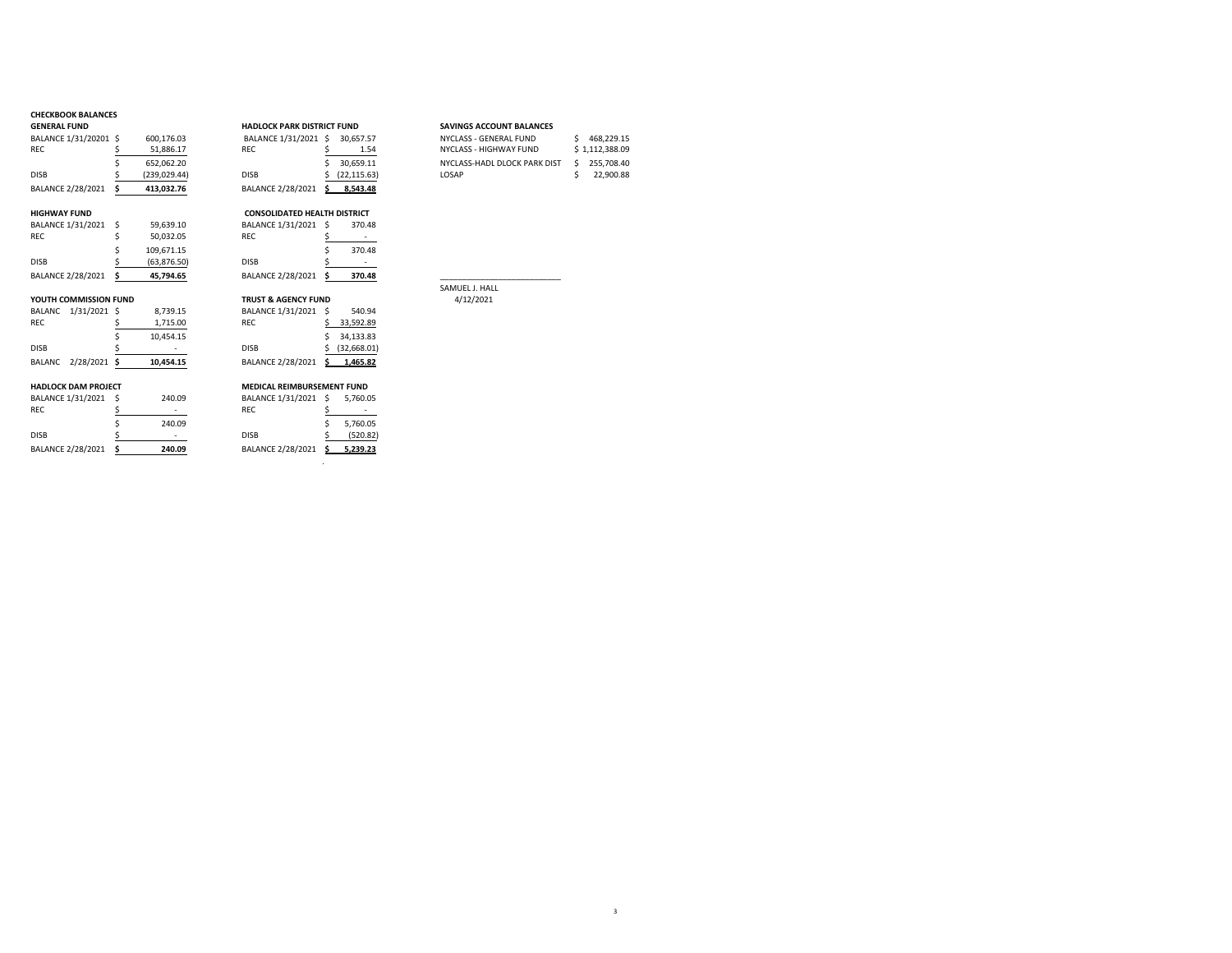**CHECKBOOK BALANCES**

**GENERAL FUND**

| | | |
|---|---|---|
| BALANCE 1/31/20201 | $ | 600,176.03 |
| REC | $ | 51,886.17 |
| | $ | 652,062.20 |
| DISB | $ | (239,029.44) |
| BALANCE 2/28/2021 | **$** | **413,032.76** |

**HIGHWAY FUND**

| | | |
|---|---|---|
| BALANCE 1/31/2021 | $ | 59,639.10 |
| REC | $ | 50,032.05 |
| | $ | 109,671.15 |
| DISB | $ | (63,876.50) |
| BALANCE 2/28/2021 | **$** | **45,794.65** |

**YOUTH COMMISSION FUND**

| | | |
|---|---|---|
| BALANC 1/31/2021 | $ | 8,739.15 |
| REC | $ | 1,715.00 |
| | $ | 10,454.15 |
| DISB | $ | - |
| BALANC 2/28/2021 | **$** | **10,454.15** |

**HADLOCK DAM PROJECT**

| | | |
|---|---|---|
| BALANCE 1/31/2021 | $ | 240.09 |
| REC | $ | - |
| | $ | 240.09 |
| DISB | $ | - |
| BALANCE 2/28/2021 | **$** | **240.09** |

**HADLOCK PARK DISTRICT FUND**

| | | |
|---|---|---|
| BALANCE 1/31/2021 | $ | 30,657.57 |
| REC | $ | 1.54 |
| | $ | 30,659.11 |
| DISB | $ | (22,115.63) |
| BALANCE 2/28/2021 | **$** | **8,543.48** |

**CONSOLIDATED HEALTH DISTRICT**

| | | |
|---|---|---|
| BALANCE 1/31/2021 | $ | 370.48 |
| REC | $ | - |
| | $ | 370.48 |
| DISB | $ | - |
| BALANCE 2/28/2021 | **$** | **370.48** |

**TRUST & AGENCY FUND**

| | | |
|---|---|---|
| BALANCE 1/31/2021 | $ | 540.94 |
| REC | $ | 33,592.89 |
| | $ | 34,133.83 |
| DISB | $ | (32,668.01) |
| BALANCE 2/28/2021 | **$** | **1,465.82** |

**MEDICAL REIMBURSEMENT FUND**

| | | |
|---|---|---|
| BALANCE 1/31/2021 | $ | 5,760.05 |
| REC | $ | - |
| | $ | 5,760.05 |
| DISB | $ | (520.82) |
| BALANCE 2/28/2021 | **$** | **5,239.23** |

**SAVINGS ACCOUNT BALANCES**

| | |
|---|---|
| NYCLASS - GENERAL FUND | $ 468,229.15 |
| NYCLASS - HIGHWAY FUND | $ 1,112,388.09 |
| NYCLASS-HADL DLOCK PARK DIST | $ 255,708.40 |
| LOSAP | $ 22,900.88 |

\_\_\_\_\_\_\_\_\_\_\_\_\_\_\_\_\_\_\_\_\_\_\_\_\_\_\_\_

SAMUEL J. HALL

4/12/2021